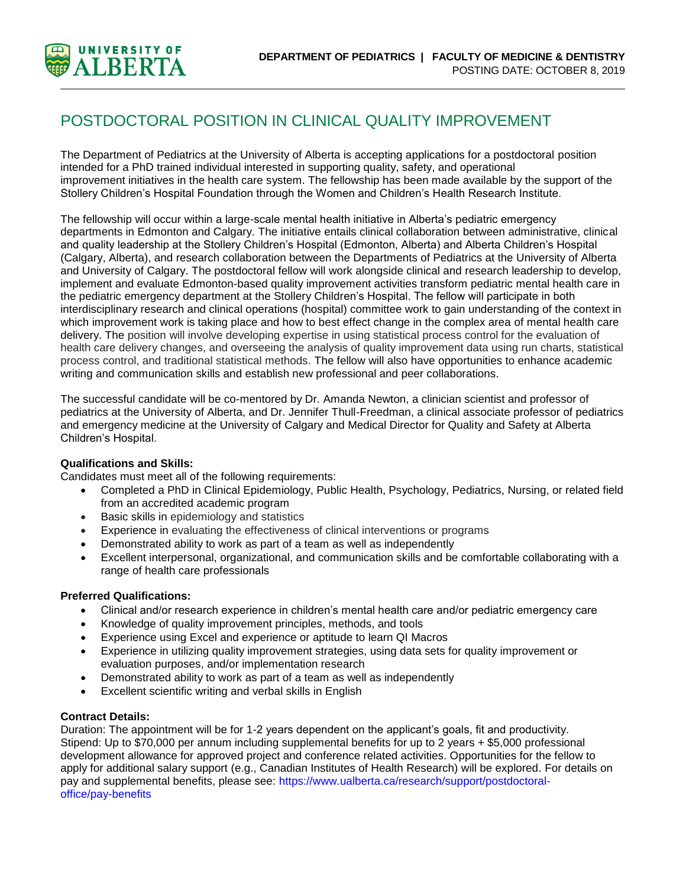DEPARTMENT OF PEDIATRICS | FACULTY OF MEDICINE & DENTISTRY

POSTING DATE: OCTOBER 8, 2019

# POSTDOCTORAL POSITION IN CLINICAL QUALITY IMPROVEMENT

The Department of Pediatrics at the University of Alberta is accepting applications for a postdoctoral position intended for a PhD trained individual interested in supporting quality, safety, and operational improvement initiatives in the health care system. The fellowship has been made available by the support of the Stollery Children's Hospital Foundation through the Women and Children's Health Research Institute.

The fellowship will occur within a large-scale mental health initiative in Alberta's pediatric emergency departments in Edmonton and Calgary. The initiative entails clinical collaboration between administrative, clinical and quality leadership at the Stollery Children's Hospital (Edmonton, Alberta) and Alberta Children's Hospital (Calgary, Alberta), and research collaboration between the Departments of Pediatrics at the University of Alberta and University of Calgary. The postdoctoral fellow will work alongside clinical and research leadership to develop, implement and evaluate Edmonton-based quality improvement activities transform pediatric mental health care in the pediatric emergency department at the Stollery Children's Hospital. The fellow will participate in both interdisciplinary research and clinical operations (hospital) committee work to gain understanding of the context in which improvement work is taking place and how to best effect change in the complex area of mental health care delivery. The position will involve developing expertise in using statistical process control for the evaluation of health care delivery changes, and overseeing the analysis of quality improvement data using run charts, statistical process control, and traditional statistical methods. The fellow will also have opportunities to enhance academic writing and communication skills and establish new professional and peer collaborations.

The successful candidate will be co-mentored by Dr. Amanda Newton, a clinician scientist and professor of pediatrics at the University of Alberta, and Dr. Jennifer Thull-Freedman, a clinical associate professor of pediatrics and emergency medicine at the University of Calgary and Medical Director for Quality and Safety at Alberta Children's Hospital.

**Qualifications and Skills:**

Candidates must meet all of the following requirements:

- Completed a PhD in Clinical Epidemiology, Public Health, Psychology, Pediatrics, Nursing, or related field from an accredited academic program
- Basic skills in epidemiology and statistics
- Experience in evaluating the effectiveness of clinical interventions or programs
- Demonstrated ability to work as part of a team as well as independently
- Excellent interpersonal, organizational, and communication skills and be comfortable collaborating with a range of health care professionals

**Preferred Qualifications:**

- Clinical and/or research experience in children's mental health care and/or pediatric emergency care
- Knowledge of quality improvement principles, methods, and tools
- Experience using Excel and experience or aptitude to learn QI Macros
- Experience in utilizing quality improvement strategies, using data sets for quality improvement or evaluation purposes, and/or implementation research
- Demonstrated ability to work as part of a team as well as independently
- Excellent scientific writing and verbal skills in English

**Contract Details:**

Duration: The appointment will be for 1-2 years dependent on the applicant's goals, fit and productivity.
Stipend: Up to $70,000 per annum including supplemental benefits for up to 2 years + $5,000 professional development allowance for approved project and conference related activities. Opportunities for the fellow to apply for additional salary support (e.g., Canadian Institutes of Health Research) will be explored. For details on pay and supplemental benefits, please see: https://www.ualberta.ca/research/support/postdoctoral-office/pay-benefits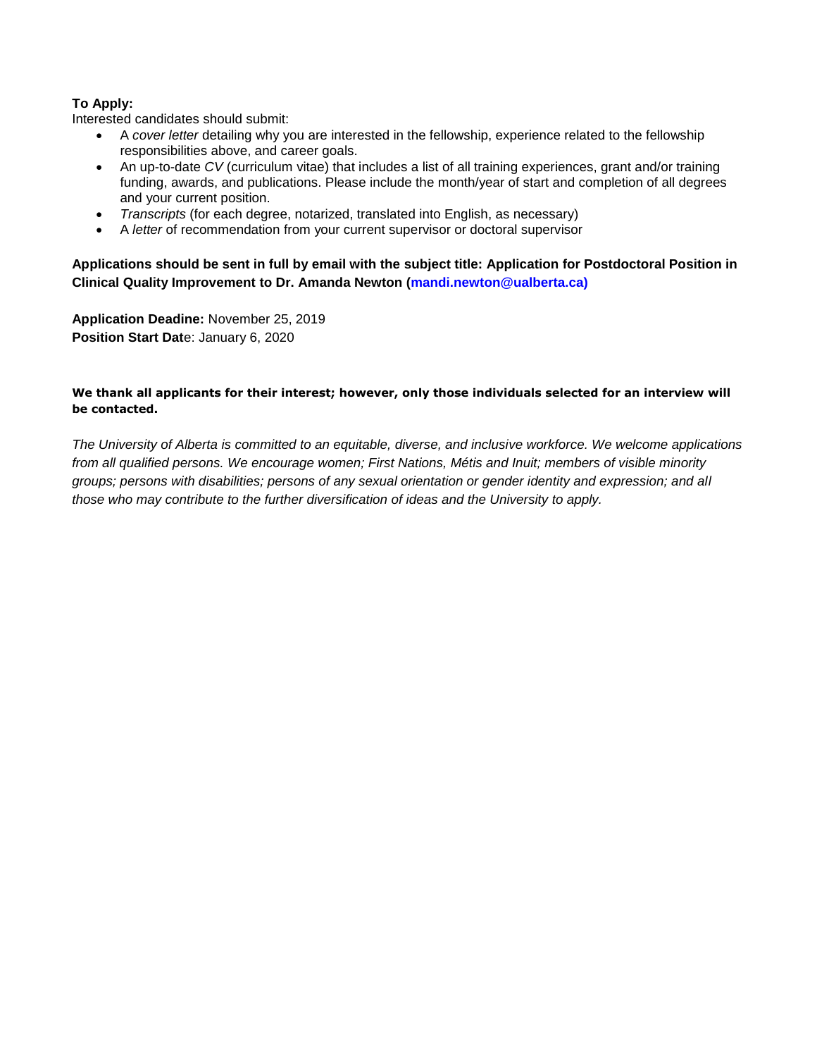**To Apply:**
Interested candidates should submit:

- A *cover letter* detailing why you are interested in the fellowship, experience related to the fellowship responsibilities above, and career goals.
- An up-to-date *CV* (curriculum vitae) that includes a list of all training experiences, grant and/or training funding, awards, and publications. Please include the month/year of start and completion of all degrees and your current position.
- *Transcripts* (for each degree, notarized, translated into English, as necessary)
- A *letter* of recommendation from your current supervisor or doctoral supervisor

**Applications should be sent in full by email with the subject title: Application for Postdoctoral Position in Clinical Quality Improvement to Dr. Amanda Newton (mandi.newton@ualberta.ca)**

**Application Deadine:** November 25, 2019
**Position Start Dat**e: January 6, 2020

**We thank all applicants for their interest; however, only those individuals selected for an interview will be contacted.**

*The University of Alberta is committed to an equitable, diverse, and inclusive workforce. We welcome applications from all qualified persons. We encourage women; First Nations, Métis and Inuit; members of visible minority groups; persons with disabilities; persons of any sexual orientation or gender identity and expression; and all those who may contribute to the further diversification of ideas and the University to apply.*